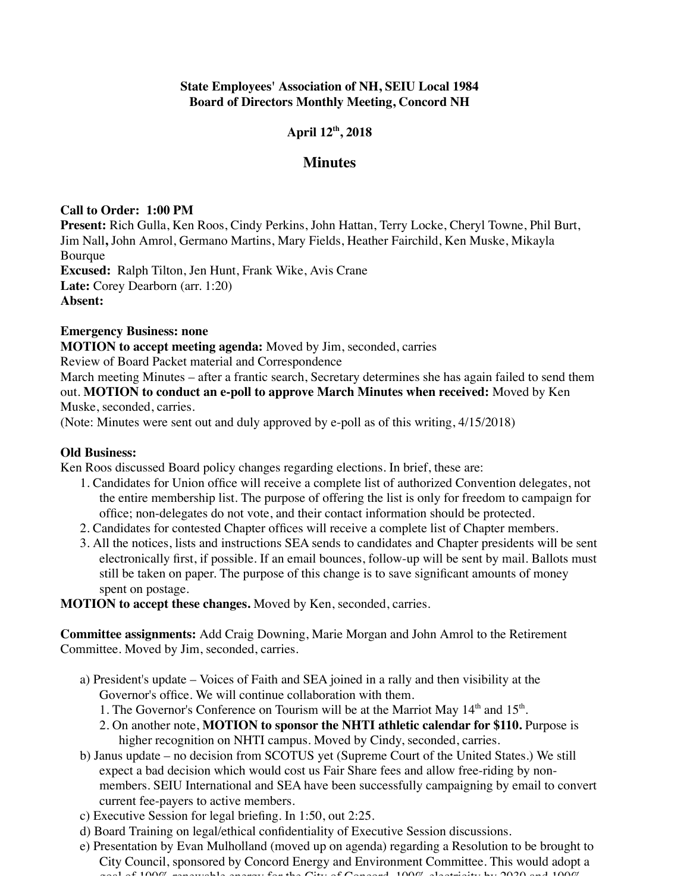**State Employees' Association of NH, SEIU Local 1984**
**Board of Directors Monthly Meeting, Concord NH**

**April 12th, 2018**

# Minutes

**Call to Order: 1:00 PM**
**Present:** Rich Gulla, Ken Roos, Cindy Perkins, John Hattan, Terry Locke, Cheryl Towne, Phil Burt, Jim Nall**,** John Amrol, Germano Martins, Mary Fields, Heather Fairchild, Ken Muske, Mikayla Bourque
**Excused:** Ralph Tilton, Jen Hunt, Frank Wike, Avis Crane
**Late:** Corey Dearborn (arr. 1:20)
**Absent:**

**Emergency Business: none**
**MOTION to accept meeting agenda:** Moved by Jim, seconded, carries
Review of Board Packet material and Correspondence
March meeting Minutes – after a frantic search, Secretary determines she has again failed to send them out. **MOTION to conduct an e-poll to approve March Minutes when received:** Moved by Ken Muske, seconded, carries.
(Note: Minutes were sent out and duly approved by e-poll as of this writing, 4/15/2018)

**Old Business:**
Ken Roos discussed Board policy changes regarding elections. In brief, these are:

1. Candidates for Union office will receive a complete list of authorized Convention delegates, not the entire membership list. The purpose of offering the list is only for freedom to campaign for office; non-delegates do not vote, and their contact information should be protected.
2. Candidates for contested Chapter offices will receive a complete list of Chapter members.
3. All the notices, lists and instructions SEA sends to candidates and Chapter presidents will be sent electronically first, if possible. If an email bounces, follow-up will be sent by mail. Ballots must still be taken on paper. The purpose of this change is to save significant amounts of money spent on postage.

**MOTION to accept these changes.** Moved by Ken, seconded, carries.

**Committee assignments:** Add Craig Downing, Marie Morgan and John Amrol to the Retirement Committee. Moved by Jim, seconded, carries.

a) President's update – Voices of Faith and SEA joined in a rally and then visibility at the Governor's office. We will continue collaboration with them.
   1. The Governor's Conference on Tourism will be at the Marriot May 14th and 15th.
   2. On another note, **MOTION to sponsor the NHTI athletic calendar for $110.** Purpose is higher recognition on NHTI campus. Moved by Cindy, seconded, carries.

b) Janus update – no decision from SCOTUS yet (Supreme Court of the United States.) We still expect a bad decision which would cost us Fair Share fees and allow free-riding by non-members. SEIU International and SEA have been successfully campaigning by email to convert current fee-payers to active members.

c) Executive Session for legal briefing. In 1:50, out 2:25.

d) Board Training on legal/ethical confidentiality of Executive Session discussions.

e) Presentation by Evan Mulholland (moved up on agenda) regarding a Resolution to be brought to City Council, sponsored by Concord Energy and Environment Committee. This would adopt a goal of 100% renewable energy for the City of Concord, 100% electricity by 2030 and 100%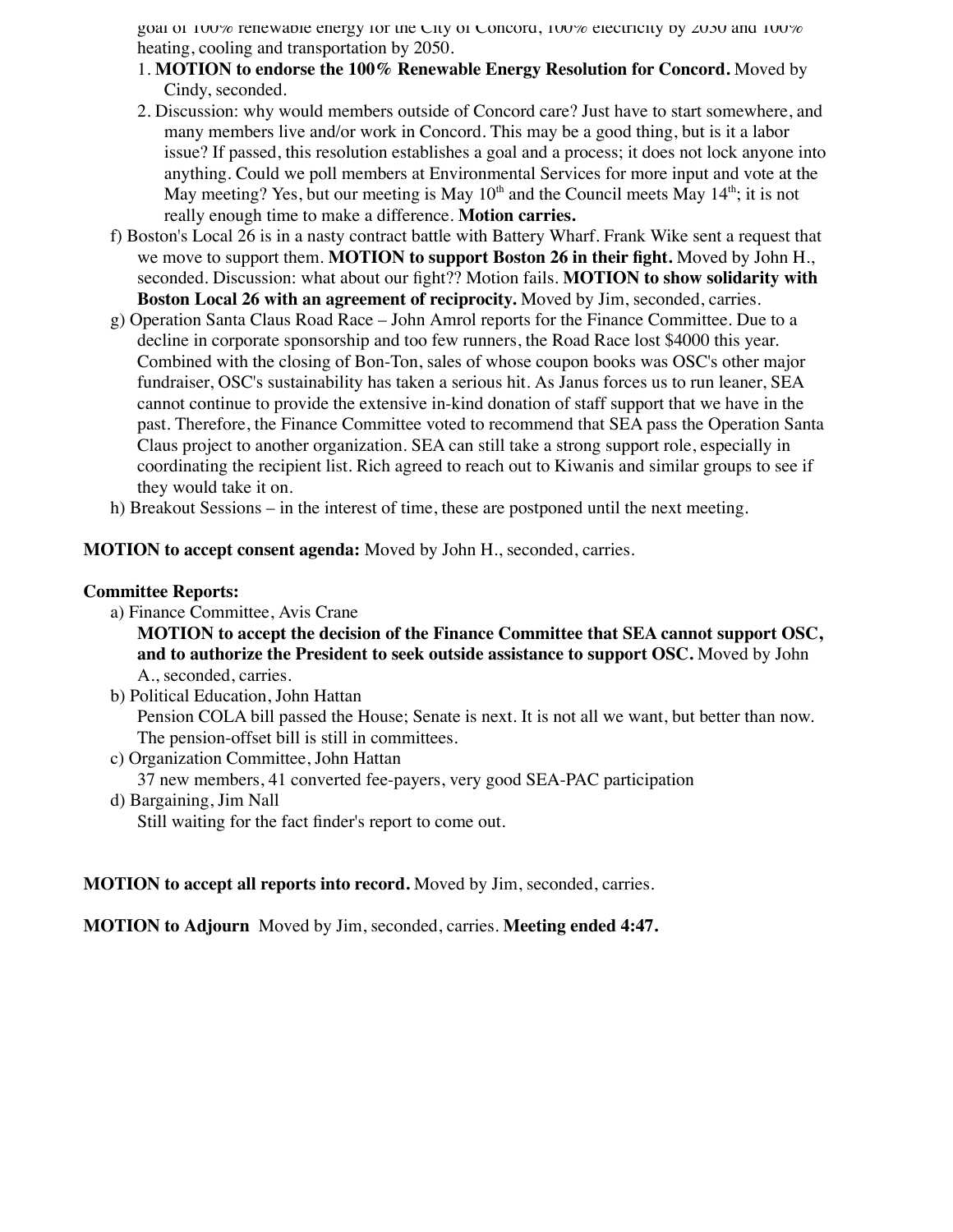goal of 100% renewable energy for the City of Concord, 100% electricity by 2030 and 100% heating, cooling and transportation by 2050.

1. **MOTION to endorse the 100% Renewable Energy Resolution for Concord.** Moved by Cindy, seconded.
2. Discussion: why would members outside of Concord care? Just have to start somewhere, and many members live and/or work in Concord. This may be a good thing, but is it a labor issue? If passed, this resolution establishes a goal and a process; it does not lock anyone into anything. Could we poll members at Environmental Services for more input and vote at the May meeting? Yes, but our meeting is May 10th and the Council meets May 14th; it is not really enough time to make a difference. **Motion carries.**

f) Boston's Local 26 is in a nasty contract battle with Battery Wharf. Frank Wike sent a request that we move to support them. **MOTION to support Boston 26 in their fight.** Moved by John H., seconded. Discussion: what about our fight?? Motion fails. **MOTION to show solidarity with Boston Local 26 with an agreement of reciprocity.** Moved by Jim, seconded, carries.

g) Operation Santa Claus Road Race – John Amrol reports for the Finance Committee. Due to a decline in corporate sponsorship and too few runners, the Road Race lost $4000 this year. Combined with the closing of Bon-Ton, sales of whose coupon books was OSC's other major fundraiser, OSC's sustainability has taken a serious hit. As Janus forces us to run leaner, SEA cannot continue to provide the extensive in-kind donation of staff support that we have in the past. Therefore, the Finance Committee voted to recommend that SEA pass the Operation Santa Claus project to another organization. SEA can still take a strong support role, especially in coordinating the recipient list. Rich agreed to reach out to Kiwanis and similar groups to see if they would take it on.

h) Breakout Sessions – in the interest of time, these are postponed until the next meeting.

**MOTION to accept consent agenda:** Moved by John H., seconded, carries.

**Committee Reports:**

a) Finance Committee, Avis Crane
**MOTION to accept the decision of the Finance Committee that SEA cannot support OSC, and to authorize the President to seek outside assistance to support OSC.** Moved by John A., seconded, carries.

b) Political Education, John Hattan
Pension COLA bill passed the House; Senate is next. It is not all we want, but better than now. The pension-offset bill is still in committees.

c) Organization Committee, John Hattan
37 new members, 41 converted fee-payers, very good SEA-PAC participation

d) Bargaining, Jim Nall
Still waiting for the fact finder's report to come out.

**MOTION to accept all reports into record.** Moved by Jim, seconded, carries.

**MOTION to Adjourn** Moved by Jim, seconded, carries. **Meeting ended 4:47.**